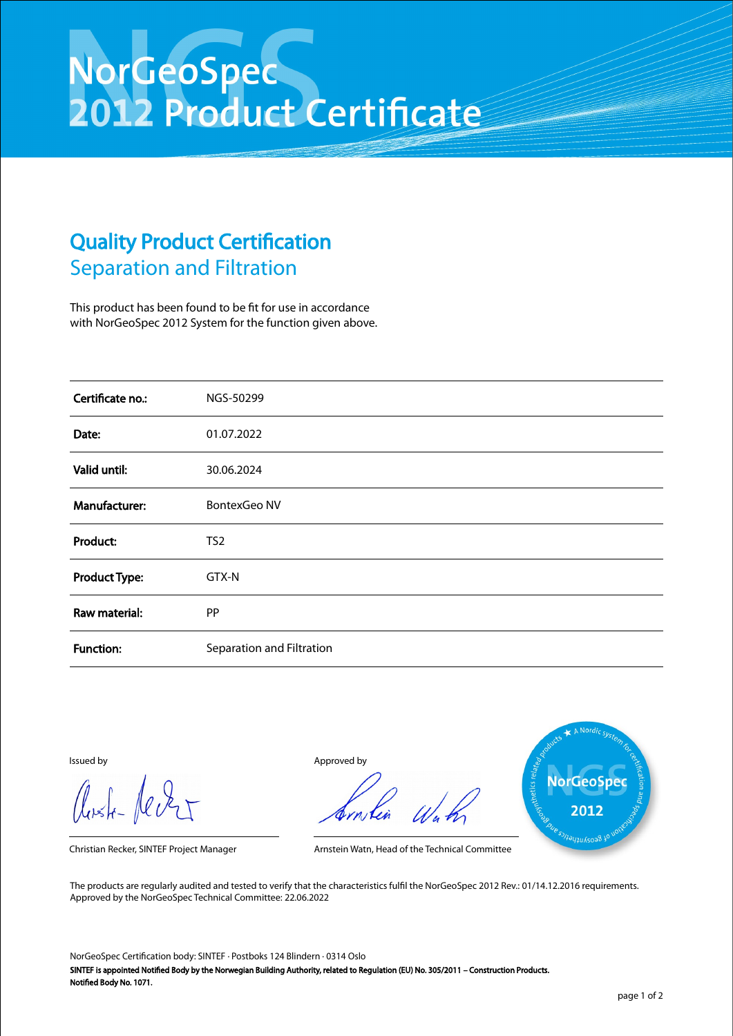# NorGeoSpec 2012 Product Certificate

## Quality Product Certification

### Separation and Filtration

This product has been found to be fit for use in accordance with NorGeoSpec 2012 System for the function given above.

| | |
|---|---|
| **Certificate no.:** | NGS-50299 |
| **Date:** | 01.07.2022 |
| **Valid until:** | 30.06.2024 |
| **Manufacturer:** | BontexGeo NV |
| **Product:** | TS2 |
| **Product Type:** | GTX-N |
| **Raw material:** | PP |
| **Function:** | Separation and Filtration |

Issued by

Christian Recker, SINTEF Project Manager

Approved by

Arnstein Watn, Head of the Technical Committee

A Nordic system for certification and specification of geosynthetics and geosynthetics related products — NorGeoSpec 2012

The products are regularly audited and tested to verify that the characteristics fulfil the NorGeoSpec 2012 Rev.: 01/14.12.2016 requirements.
Approved by the NorGeoSpec Technical Committee: 22.06.2022

NorGeoSpec Certification body: SINTEF · Postboks 124 Blindern · 0314 Oslo

**SINTEF is appointed Notified Body by the Norwegian Building Authority, related to Regulation (EU) No. 305/2011 – Construction Products.**
**Notified Body No. 1071.**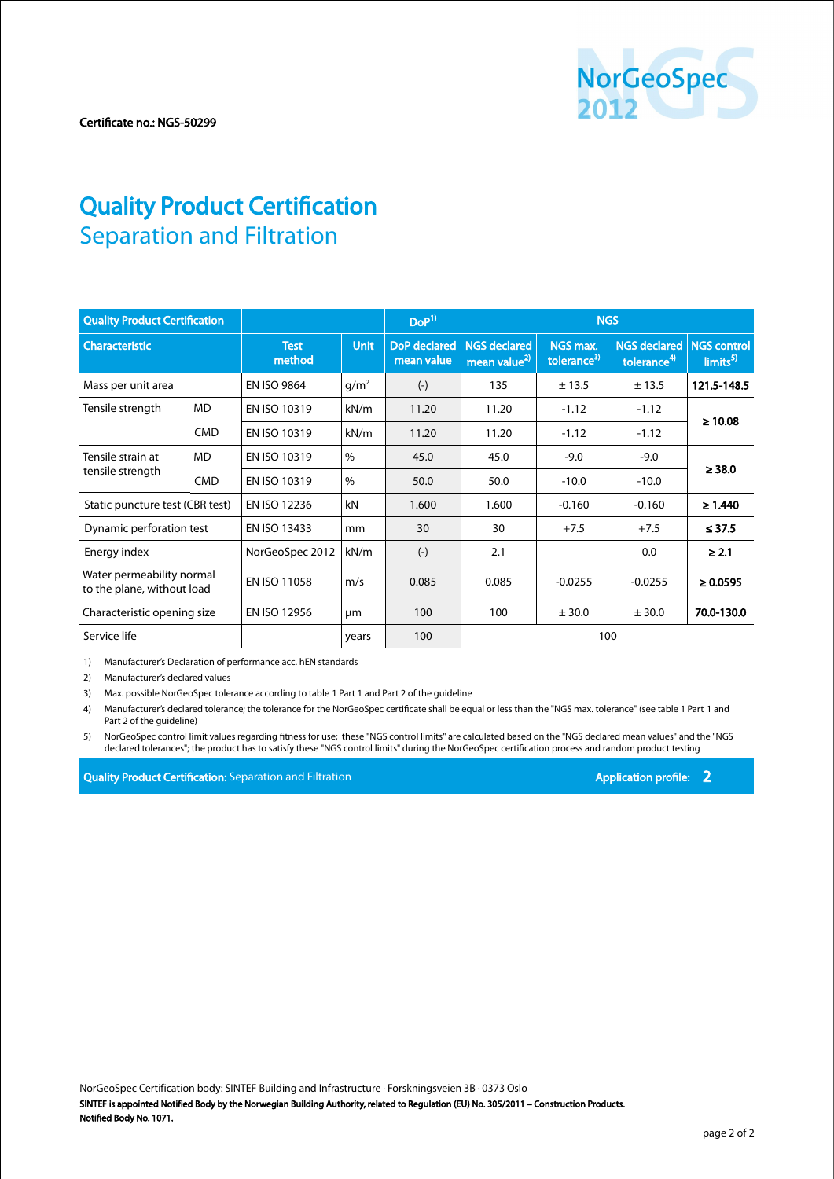Certificate no.: NGS-50299

NorGeoSpec 2012

# Quality Product Certification

## Separation and Filtration

| Quality Product Certification | | | | DoP[1] | NGS | | | |
|---|---|---|---|---|---|---|---|---|
| Characteristic | | Test method | Unit | DoP declared mean value | NGS declared mean value[2] | NGS max. tolerance[3] | NGS declared tolerance[4] | NGS control limits[5] |
| Mass per unit area | | EN ISO 9864 | g/m² | (-) | 135 | ± 13.5 | ± 13.5 | **121.5-148.5** |
| Tensile strength | MD | EN ISO 10319 | kN/m | 11.20 | 11.20 | -1.12 | -1.12 | **≥ 10.08** |
| | CMD | EN ISO 10319 | kN/m | 11.20 | 11.20 | -1.12 | -1.12 | |
| Tensile strain at tensile strength | MD | EN ISO 10319 | % | 45.0 | 45.0 | -9.0 | -9.0 | **≥ 38.0** |
| | CMD | EN ISO 10319 | % | 50.0 | 50.0 | -10.0 | -10.0 | |
| Static puncture test (CBR test) | | EN ISO 12236 | kN | 1.600 | 1.600 | -0.160 | -0.160 | **≥ 1.440** |
| Dynamic perforation test | | EN ISO 13433 | mm | 30 | 30 | +7.5 | +7.5 | **≤ 37.5** |
| Energy index | | NorGeoSpec 2012 | kN/m | (-) | 2.1 | | 0.0 | **≥ 2.1** |
| Water permeability normal to the plane, without load | | EN ISO 11058 | m/s | 0.085 | 0.085 | -0.0255 | -0.0255 | **≥ 0.0595** |
| Characteristic opening size | | EN ISO 12956 | µm | 100 | 100 | ± 30.0 | ± 30.0 | **70.0-130.0** |
| Service life | | | years | 100 | 100 | | | |

1) Manufacturer's Declaration of performance acc. hEN standards

2) Manufacturer's declared values

3) Max. possible NorGeoSpec tolerance according to table 1 Part 1 and Part 2 of the guideline

4) Manufacturer's declared tolerance; the tolerance for the NorGeoSpec certificate shall be equal or less than the "NGS max. tolerance" (see table 1 Part 1 and Part 2 of the guideline)

5) NorGeoSpec control limit values regarding fitness for use; these "NGS control limits" are calculated based on the "NGS declared mean values" and the "NGS declared tolerances"; the product has to satisfy these "NGS control limits" during the NorGeoSpec certification process and random product testing

**Quality Product Certification:** Separation and Filtration **Application profile: 2**

NorGeoSpec Certification body: SINTEF Building and Infrastructure · Forskningsveien 3B · 0373 Oslo

**SINTEF is appointed Notified Body by the Norwegian Building Authority, related to Regulation (EU) No. 305/2011 – Construction Products. Notified Body No. 1071.**